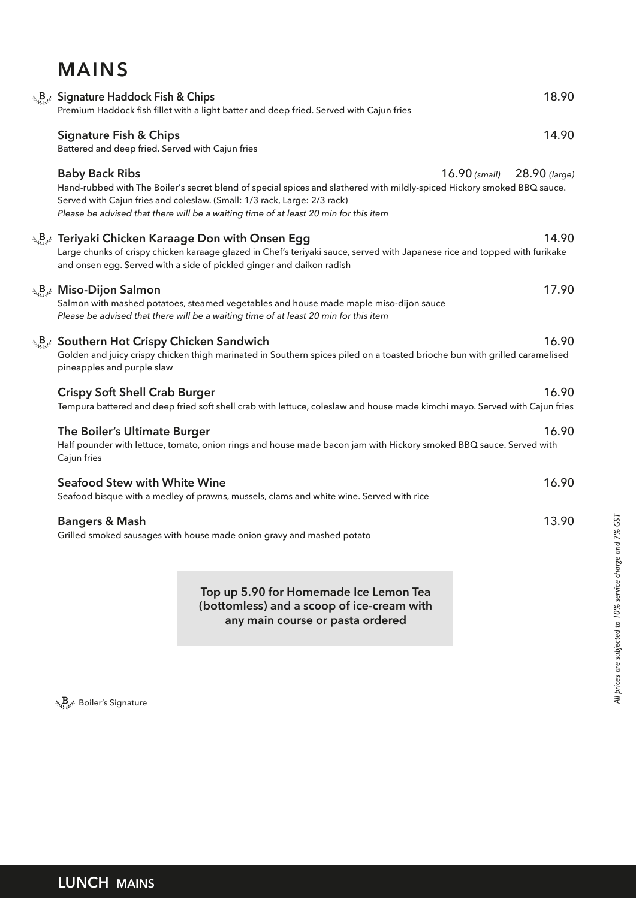# MAINS

**Signature Haddock Fish & Chips** 18.90
Premium Haddock fish fillet with a light batter and deep fried. Served with Cajun fries

**Signature Fish & Chips** 14.90
Battered and deep fried. Served with Cajun fries

**Baby Back Ribs** 16.90 *(small)* 28.90 *(large)*
Hand-rubbed with The Boiler's secret blend of special spices and slathered with mildly-spiced Hickory smoked BBQ sauce. Served with Cajun fries and coleslaw. (Small: 1/3 rack, Large: 2/3 rack)
*Please be advised that there will be a waiting time of at least 20 min for this item*

**Teriyaki Chicken Karaage Don with Onsen Egg** 14.90
Large chunks of crispy chicken karaage glazed in Chef's teriyaki sauce, served with Japanese rice and topped with furikake and onsen egg. Served with a side of pickled ginger and daikon radish

**Miso-Dijon Salmon** 17.90
Salmon with mashed potatoes, steamed vegetables and house made maple miso-dijon sauce
*Please be advised that there will be a waiting time of at least 20 min for this item*

**Southern Hot Crispy Chicken Sandwich** 16.90
Golden and juicy crispy chicken thigh marinated in Southern spices piled on a toasted brioche bun with grilled caramelised pineapples and purple slaw

**Crispy Soft Shell Crab Burger** 16.90
Tempura battered and deep fried soft shell crab with lettuce, coleslaw and house made kimchi mayo. Served with Cajun fries

**The Boiler's Ultimate Burger** 16.90
Half pounder with lettuce, tomato, onion rings and house made bacon jam with Hickory smoked BBQ sauce. Served with Cajun fries

**Seafood Stew with White Wine** 16.90
Seafood bisque with a medley of prawns, mussels, clams and white wine. Served with rice

**Bangers & Mash** 13.90
Grilled smoked sausages with house made onion gravy and mashed potato

**Top up 5.90 for Homemade Ice Lemon Tea (bottomless) and a scoop of ice-cream with any main course or pasta ordered**

B Boiler's Signature

*All prices are subjected to 10% service charge and 7% GST*

## LUNCH MAINS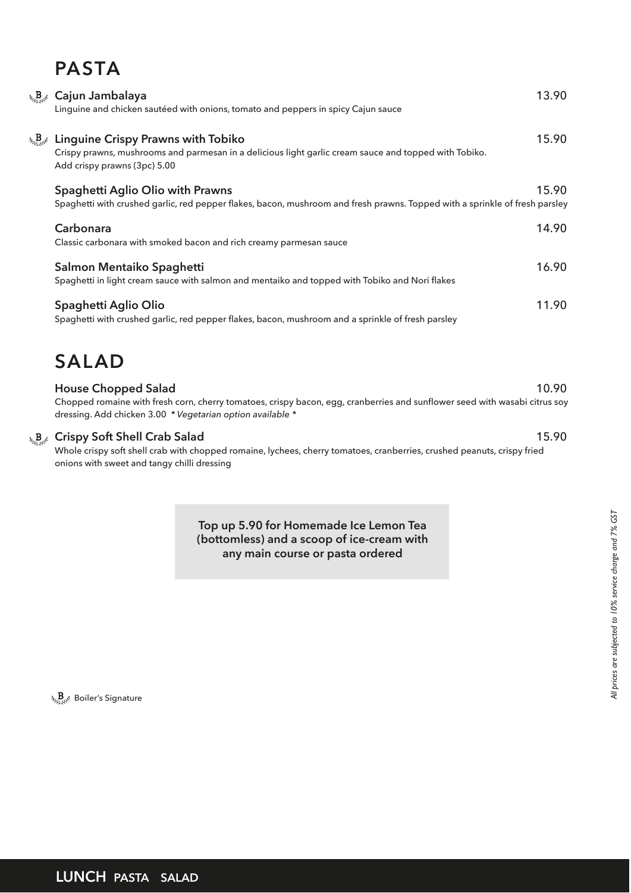# PASTA

**B Cajun Jambalaya** 13.90
Linguine and chicken sautéed with onions, tomato and peppers in spicy Cajun sauce

**B Linguine Crispy Prawns with Tobiko** 15.90
Crispy prawns, mushrooms and parmesan in a delicious light garlic cream sauce and topped with Tobiko.
Add crispy prawns (3pc) 5.00

**Spaghetti Aglio Olio with Prawns** 15.90
Spaghetti with crushed garlic, red pepper flakes, bacon, mushroom and fresh prawns. Topped with a sprinkle of fresh parsley

**Carbonara** 14.90
Classic carbonara with smoked bacon and rich creamy parmesan sauce

**Salmon Mentaiko Spaghetti** 16.90
Spaghetti in light cream sauce with salmon and mentaiko and topped with Tobiko and Nori flakes

**Spaghetti Aglio Olio** 11.90
Spaghetti with crushed garlic, red pepper flakes, bacon, mushroom and a sprinkle of fresh parsley

# SALAD

**House Chopped Salad** 10.90
Chopped romaine with fresh corn, cherry tomatoes, crispy bacon, egg, cranberries and sunflower seed with wasabi citrus soy dressing. Add chicken 3.00 *\*Vegetarian option available \**

**B Crispy Soft Shell Crab Salad** 15.90
Whole crispy soft shell crab with chopped romaine, lychees, cherry tomatoes, cranberries, crushed peanuts, crispy fried onions with sweet and tangy chilli dressing

**Top up 5.90 for Homemade Ice Lemon Tea (bottomless) and a scoop of ice-cream with any main course or pasta ordered**

B Boiler's Signature

*All prices are subjected to 10% service charge and 7% GST*

**LUNCH PASTA SALAD**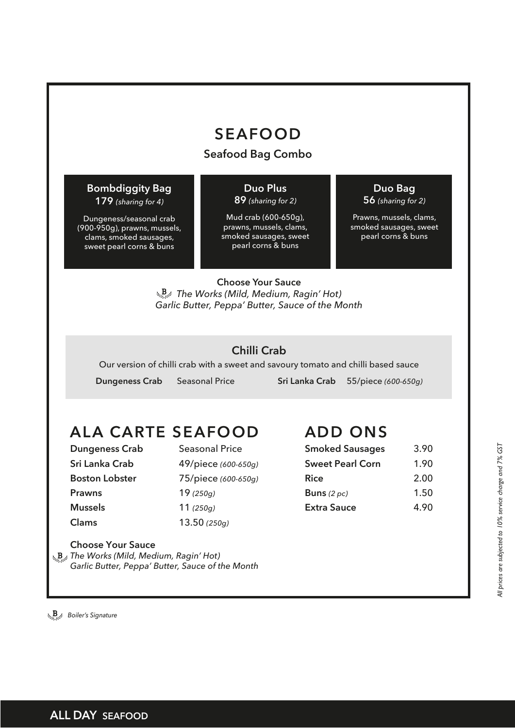# SEAFOOD

## Seafood Bag Combo

### Bombdiggity Bag
179 *(sharing for 4)*

Dungeness/seasonal crab (900-950g), prawns, mussels, clams, smoked sausages, sweet pearl corns & buns

### Duo Plus
89 *(sharing for 2)*

Mud crab (600-650g), prawns, mussels, clams, smoked sausages, sweet pearl corns & buns

### Duo Bag
56 *(sharing for 2)*

Prawns, mussels, clams, smoked sausages, sweet pearl corns & buns

**Choose Your Sauce**

*The Works (Mild, Medium, Ragin' Hot)*
*Garlic Butter, Peppa' Butter, Sauce of the Month*

## Chilli Crab

Our version of chilli crab with a sweet and savoury tomato and chilli based sauce

| | |
|---|---|
| **Dungeness Crab** | Seasonal Price |
| **Sri Lanka Crab** | 55/piece *(600-650g)* |

# ALA CARTE SEAFOOD

| | |
|---|---|
| **Dungeness Crab** | Seasonal Price |
| **Sri Lanka Crab** | 49/piece *(600-650g)* |
| **Boston Lobster** | 75/piece *(600-650g)* |
| **Prawns** | 19 *(250g)* |
| **Mussels** | 11 *(250g)* |
| **Clams** | 13.50 *(250g)* |

**Choose Your Sauce**

*The Works (Mild, Medium, Ragin' Hot)*
*Garlic Butter, Peppa' Butter, Sauce of the Month*

# ADD ONS

| | |
|---|---|
| **Smoked Sausages** | 3.90 |
| **Sweet Pearl Corn** | 1.90 |
| **Rice** | 2.00 |
| **Buns** *(2 pc)* | 1.50 |
| **Extra Sauce** | 4.90 |

*All prices are subjected to 10% service charge and 7% GST*

*Boiler's Signature*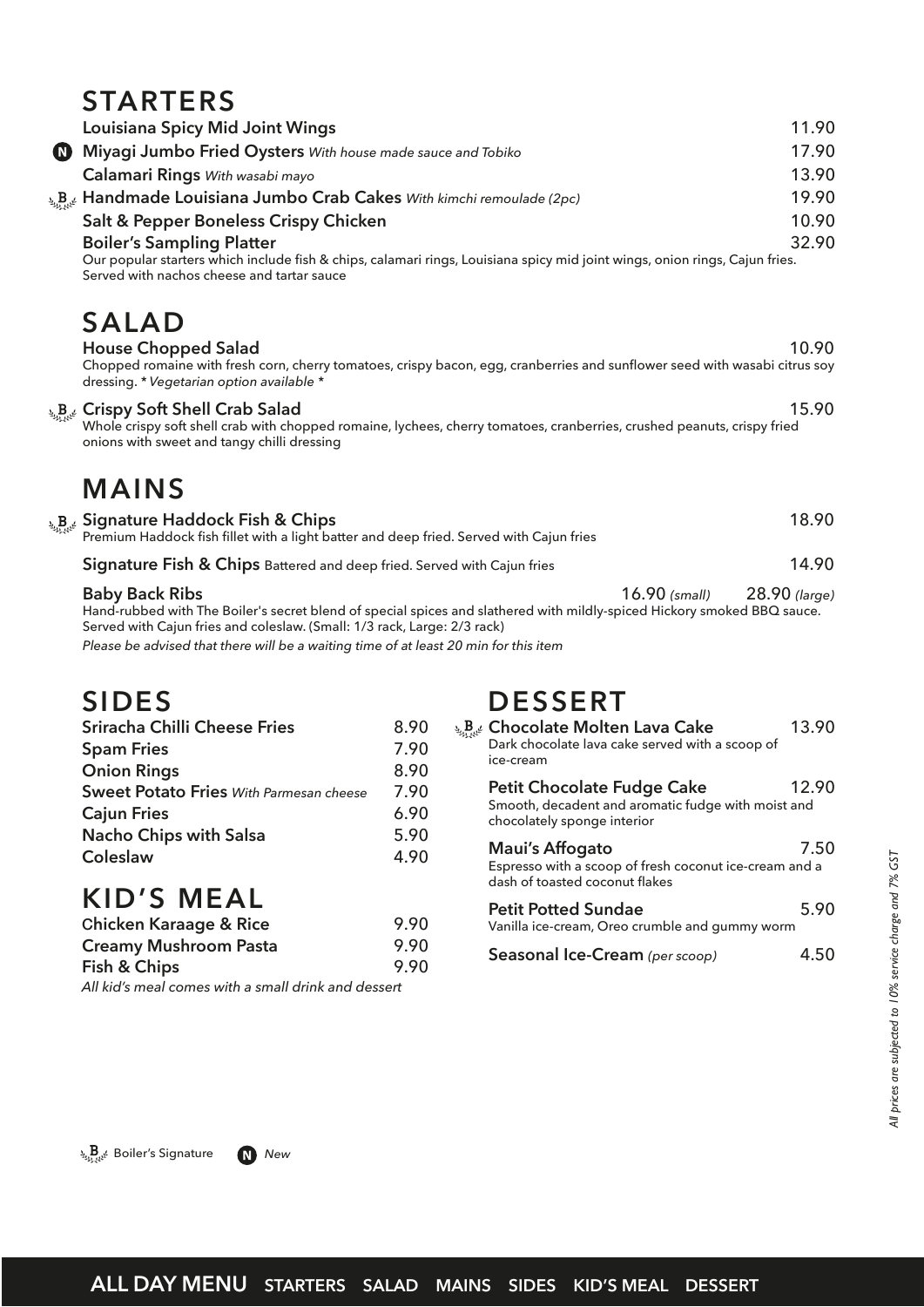## STARTERS

**Louisiana Spicy Mid Joint Wings** 11.90

(N) **Miyagi Jumbo Fried Oysters** *With house made sauce and Tobiko* 17.90

**Calamari Rings** *With wasabi mayo* 13.90

(B) **Handmade Louisiana Jumbo Crab Cakes** *With kimchi remoulade (2pc)* 19.90

**Salt & Pepper Boneless Crispy Chicken** 10.90

**Boiler's Sampling Platter** 32.90
Our popular starters which include fish & chips, calamari rings, Louisiana spicy mid joint wings, onion rings, Cajun fries. Served with nachos cheese and tartar sauce

## SALAD

**House Chopped Salad** 10.90
Chopped romaine with fresh corn, cherry tomatoes, crispy bacon, egg, cranberries and sunflower seed with wasabi citrus soy dressing. *\* Vegetarian option available \**

(B) **Crispy Soft Shell Crab Salad** 15.90
Whole crispy soft shell crab with chopped romaine, lychees, cherry tomatoes, cranberries, crushed peanuts, crispy fried onions with sweet and tangy chilli dressing

## MAINS

(B) **Signature Haddock Fish & Chips** 18.90
Premium Haddock fish fillet with a light batter and deep fried. Served with Cajun fries

**Signature Fish & Chips** Battered and deep fried. Served with Cajun fries 14.90

**Baby Back Ribs** 16.90 *(small)* 28.90 *(large)*
Hand-rubbed with The Boiler's secret blend of special spices and slathered with mildly-spiced Hickory smoked BBQ sauce. Served with Cajun fries and coleslaw. (Small: 1/3 rack, Large: 2/3 rack)
*Please be advised that there will be a waiting time of at least 20 min for this item*

## SIDES

| Item | Price |
|---|---|
| **Sriracha Chilli Cheese Fries** | 8.90 |
| **Spam Fries** | 7.90 |
| **Onion Rings** | 8.90 |
| **Sweet Potato Fries** *With Parmesan cheese* | 7.90 |
| **Cajun Fries** | 6.90 |
| **Nacho Chips with Salsa** | 5.90 |
| **Coleslaw** | 4.90 |

## KID'S MEAL

| Item | Price |
|---|---|
| **Chicken Karaage & Rice** | 9.90 |
| **Creamy Mushroom Pasta** | 9.90 |
| **Fish & Chips** | 9.90 |

*All kid's meal comes with a small drink and dessert*

## DESSERT

(B) **Chocolate Molten Lava Cake** 13.90
Dark chocolate lava cake served with a scoop of ice-cream

**Petit Chocolate Fudge Cake** 12.90
Smooth, decadent and aromatic fudge with moist and chocolately sponge interior

**Maui's Affogato** 7.50
Espresso with a scoop of fresh coconut ice-cream and a dash of toasted coconut flakes

**Petit Potted Sundae** 5.90
Vanilla ice-cream, Oreo crumble and gummy worm

**Seasonal Ice-Cream** *(per scoop)* 4.50

*All prices are subjected to 10% service charge and 7% GST*

(B) Boiler's Signature (N) *New*

**ALL DAY MENU** STARTERS SALAD MAINS SIDES KID'S MEAL DESSERT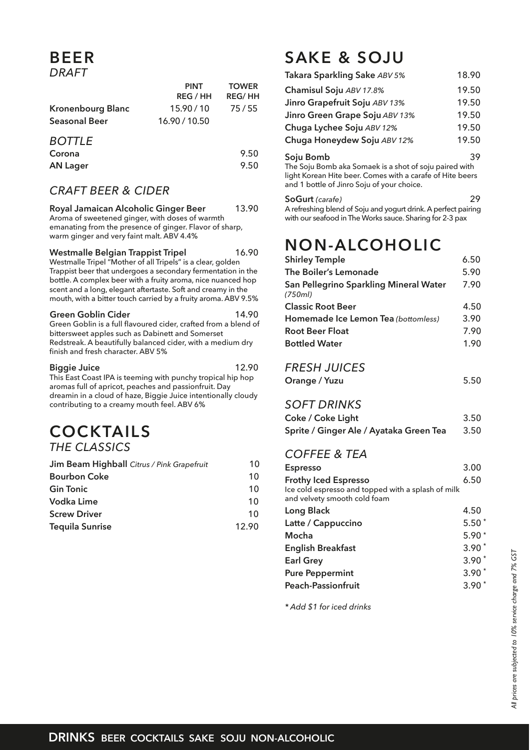# BEER

## *DRAFT*

| | PINT REG / HH | TOWER REG/ HH |
|---|---|---|
| **Kronenbourg Blanc** | 15.90 / 10 | 75 / 55 |
| **Seasonal Beer** | 16.90 / 10.50 | |

## *BOTTLE*

| | |
|---|---|
| **Corona** | 9.50 |
| **AN Lager** | 9.50 |

## *CRAFT BEER & CIDER*

**Royal Jamaican Alcoholic Ginger Beer** 13.90
Aroma of sweetened ginger, with doses of warmth emanating from the presence of ginger. Flavor of sharp, warm ginger and very faint malt. ABV 4.4%

**Westmalle Belgian Trappist Tripel** 16.90
Westmalle Tripel "Mother of all Tripels" is a clear, golden Trappist beer that undergoes a secondary fermentation in the bottle. A complex beer with a fruity aroma, nice nuanced hop scent and a long, elegant aftertaste. Soft and creamy in the mouth, with a bitter touch carried by a fruity aroma. ABV 9.5%

**Green Goblin Cider** 14.90
Green Goblin is a full flavoured cider, crafted from a blend of bittersweet apples such as Dabinett and Somerset Redstreak. A beautifully balanced cider, with a medium dry finish and fresh character. ABV 5%

**Biggie Juice** 12.90
This East Coast IPA is teeming with punchy tropical hip hop aromas full of apricot, peaches and passionfruit. Day dreamin in a cloud of haze, Biggie Juice intentionally cloudy contributing to a creamy mouth feel. ABV 6%

# COCKTAILS

## *THE CLASSICS*

| | |
|---|---|
| **Jim Beam Highball** *Citrus / Pink Grapefruit* | 10 |
| **Bourbon Coke** | 10 |
| **Gin Tonic** | 10 |
| **Vodka Lime** | 10 |
| **Screw Driver** | 10 |
| **Tequila Sunrise** | 12.90 |

# SAKE & SOJU

| | |
|---|---|
| **Takara Sparkling Sake** *ABV 5%* | 18.90 |
| **Chamisul Soju** *ABV 17.8%* | 19.50 |
| **Jinro Grapefruit Soju** *ABV 13%* | 19.50 |
| **Jinro Green Grape Soju** *ABV 13%* | 19.50 |
| **Chuga Lychee Soju** *ABV 12%* | 19.50 |
| **Chuga Honeydew Soju** *ABV 12%* | 19.50 |

**Soju Bomb** 39
The Soju Bomb aka Somaek is a shot of soju paired with light Korean Hite beer. Comes with a carafe of Hite beers and 1 bottle of Jinro Soju of your choice.

**SoGurt** *(carafe)* 29
A refreshing blend of Soju and yogurt drink. A perfect pairing with our seafood in The Works sauce. Sharing for 2-3 pax

# NON-ALCOHOLIC

| | |
|---|---|
| **Shirley Temple** | 6.50 |
| **The Boiler's Lemonade** | 5.90 |
| **San Pellegrino Sparkling Mineral Water** *(750ml)* | 7.90 |
| **Classic Root Beer** | 4.50 |
| **Homemade Ice Lemon Tea** *(bottomless)* | 3.90 |
| **Root Beer Float** | 7.90 |
| **Bottled Water** | 1.90 |

## *FRESH JUICES*

| | |
|---|---|
| **Orange / Yuzu** | 5.50 |

## *SOFT DRINKS*

| | |
|---|---|
| **Coke / Coke Light** | 3.50 |
| **Sprite / Ginger Ale / Ayataka Green Tea** | 3.50 |

## *COFFEE & TEA*

| | |
|---|---|
| **Espresso** | 3.00 |
| **Frothy Iced Espresso** Ice cold espresso and topped with a splash of milk and velvety smooth cold foam | 6.50 |
| **Long Black** | 4.50 |
| **Latte / Cappuccino** | 5.50 * |
| **Mocha** | 5.90 * |
| **English Breakfast** | 3.90 * |
| **Earl Grey** | 3.90 * |
| **Pure Peppermint** | 3.90 * |
| **Peach-Passionfruit** | 3.90 * |

*\* Add $1 for iced drinks*

*All prices are subjected to 10% service charge and 7% GST*

**DRINKS** BEER COCKTAILS SAKE SOJU NON-ALCOHOLIC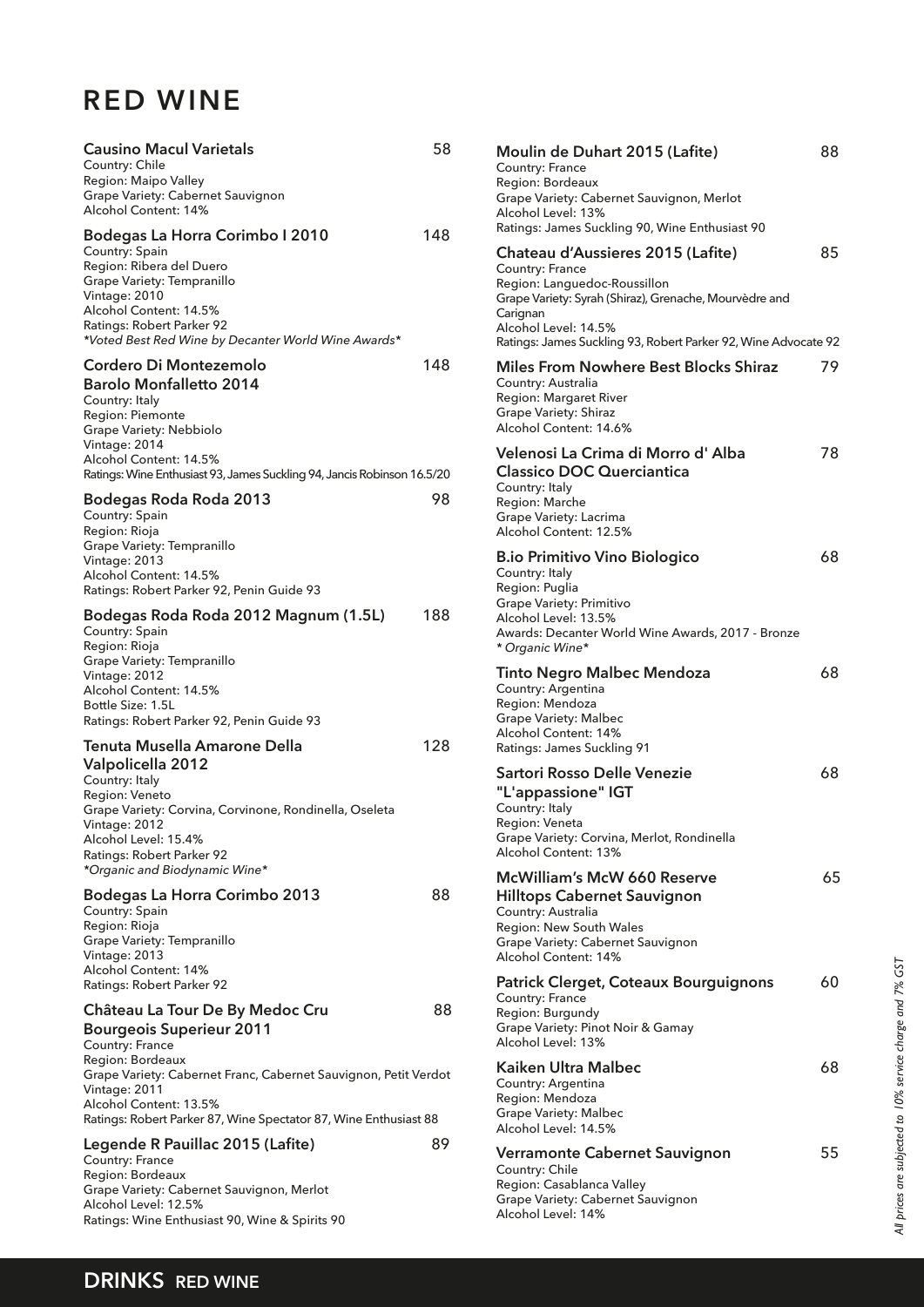# RED WINE

### Causino Macul Varietals — 58
Country: Chile
Region: Maipo Valley
Grape Variety: Cabernet Sauvignon
Alcohol Content: 14%

### Bodegas La Horra Corimbo I 2010 — 148
Country: Spain
Region: Ribera del Duero
Grape Variety: Tempranillo
Vintage: 2010
Alcohol Content: 14.5%
Ratings: Robert Parker 92
*Voted Best Red Wine by Decanter World Wine Awards*

### Cordero Di Montezemolo Barolo Monfalletto 2014 — 148
Country: Italy
Region: Piemonte
Grape Variety: Nebbiolo
Vintage: 2014
Alcohol Content: 14.5%
Ratings: Wine Enthusiast 93, James Suckling 94, Jancis Robinson 16.5/20

### Bodegas Roda Roda 2013 — 98
Country: Spain
Region: Rioja
Grape Variety: Tempranillo
Vintage: 2013
Alcohol Content: 14.5%
Ratings: Robert Parker 92, Penin Guide 93

### Bodegas Roda Roda 2012 Magnum (1.5L) — 188
Country: Spain
Region: Rioja
Grape Variety: Tempranillo
Vintage: 2012
Alcohol Content: 14.5%
Bottle Size: 1.5L
Ratings: Robert Parker 92, Penin Guide 93

### Tenuta Musella Amarone Della Valpolicella 2012 — 128
Country: Italy
Region: Veneto
Grape Variety: Corvina, Corvinone, Rondinella, Oseleta
Vintage: 2012
Alcohol Level: 15.4%
Ratings: Robert Parker 92
*Organic and Biodynamic Wine*

### Bodegas La Horra Corimbo 2013 — 88
Country: Spain
Region: Rioja
Grape Variety: Tempranillo
Vintage: 2013
Alcohol Content: 14%
Ratings: Robert Parker 92

### Château La Tour De By Medoc Cru Bourgeois Superieur 2011 — 88
Country: France
Region: Bordeaux
Grape Variety: Cabernet Franc, Cabernet Sauvignon, Petit Verdot
Vintage: 2011
Alcohol Content: 13.5%
Ratings: Robert Parker 87, Wine Spectator 87, Wine Enthusiast 88

### Legende R Pauillac 2015 (Lafite) — 89
Country: France
Region: Bordeaux
Grape Variety: Cabernet Sauvignon, Merlot
Alcohol Level: 12.5%
Ratings: Wine Enthusiast 90, Wine & Spirits 90

### Moulin de Duhart 2015 (Lafite) — 88
Country: France
Region: Bordeaux
Grape Variety: Cabernet Sauvignon, Merlot
Alcohol Level: 13%
Ratings: James Suckling 90, Wine Enthusiast 90

### Chateau d'Aussieres 2015 (Lafite) — 85
Country: France
Region: Languedoc-Roussillon
Grape Variety: Syrah (Shiraz), Grenache, Mourvèdre and Carignan
Alcohol Level: 14.5%
Ratings: James Suckling 93, Robert Parker 92, Wine Advocate 92

### Miles From Nowhere Best Blocks Shiraz — 79
Country: Australia
Region: Margaret River
Grape Variety: Shiraz
Alcohol Content: 14.6%

### Velenosi La Crima di Morro d' Alba Classico DOC Querciantica — 78
Country: Italy
Region: Marche
Grape Variety: Lacrima
Alcohol Content: 12.5%

### B.io Primitivo Vino Biologico — 68
Country: Italy
Region: Puglia
Grape Variety: Primitivo
Alcohol Level: 13.5%
Awards: Decanter World Wine Awards, 2017 - Bronze
*Organic Wine*

### Tinto Negro Malbec Mendoza — 68
Country: Argentina
Region: Mendoza
Grape Variety: Malbec
Alcohol Content: 14%
Ratings: James Suckling 91

### Sartori Rosso Delle Venezie "L'appassione" IGT — 68
Country: Italy
Region: Veneta
Grape Variety: Corvina, Merlot, Rondinella
Alcohol Content: 13%

### McWilliam's McW 660 Reserve Hilltops Cabernet Sauvignon — 65
Country: Australia
Region: New South Wales
Grape Variety: Cabernet Sauvignon
Alcohol Content: 14%

### Patrick Clerget, Coteaux Bourguignons — 60
Country: France
Region: Burgundy
Grape Variety: Pinot Noir & Gamay
Alcohol Level: 13%

### Kaiken Ultra Malbec — 68
Country: Argentina
Region: Mendoza
Grape Variety: Malbec
Alcohol Level: 14.5%

### Verramonte Cabernet Sauvignon — 55
Country: Chile
Region: Casablanca Valley
Grape Variety: Cabernet Sauvignon
Alcohol Level: 14%

*All prices are subjected to 10% service charge and 7% GST*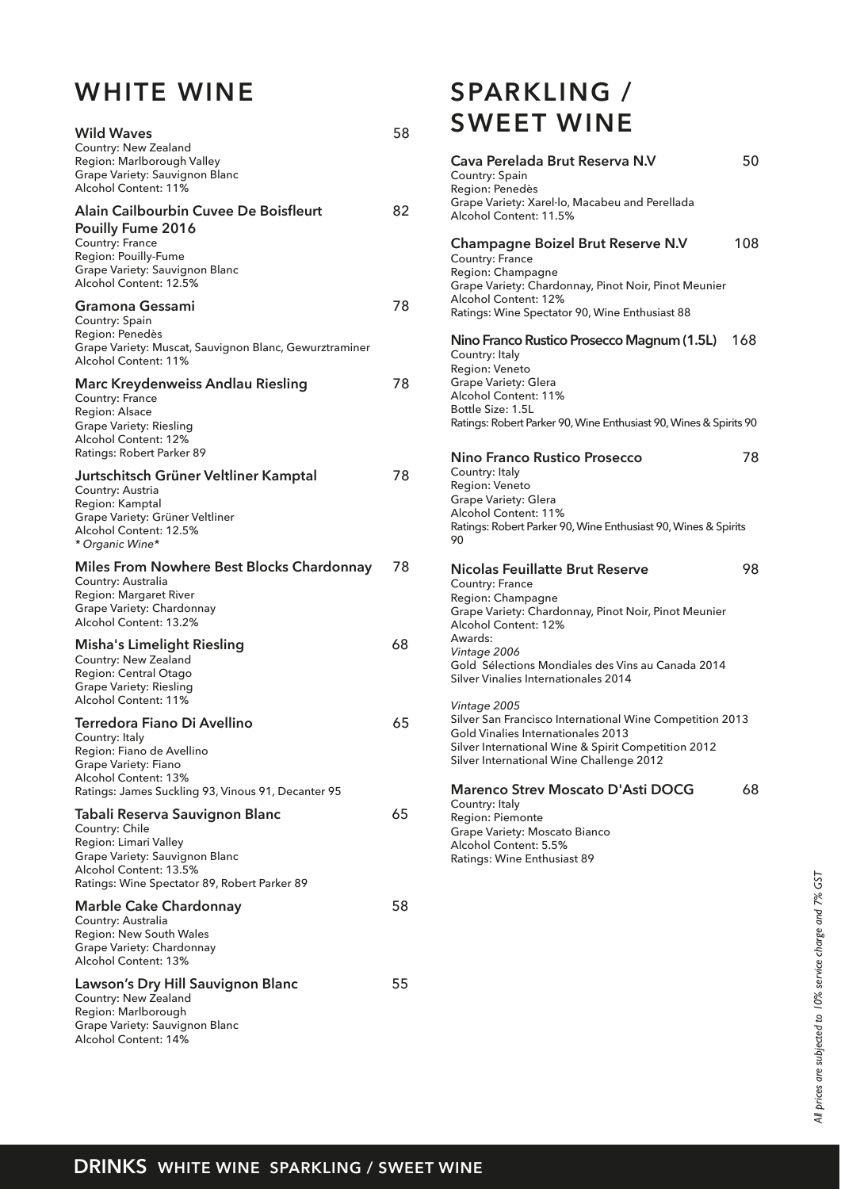# WHITE WINE

### Wild Waves — 58
Country: New Zealand
Region: Marlborough Valley
Grape Variety: Sauvignon Blanc
Alcohol Content: 11%

### Alain Cailbourbin Cuvee De Boisfleurt Pouilly Fume 2016 — 82
Country: France
Region: Pouilly-Fume
Grape Variety: Sauvignon Blanc
Alcohol Content: 12.5%

### Gramona Gessami — 78
Country: Spain
Region: Penedès
Grape Variety: Muscat, Sauvignon Blanc, Gewurztraminer
Alcohol Content: 11%

### Marc Kreydenweiss Andlau Riesling — 78
Country: France
Region: Alsace
Grape Variety: Riesling
Alcohol Content: 12%
Ratings: Robert Parker 89

### Jurtschitsch Grüner Veltliner Kamptal — 78
Country: Austria
Region: Kamptal
Grape Variety: Grüner Veltliner
Alcohol Content: 12.5%
*\* Organic Wine\**

### Miles From Nowhere Best Blocks Chardonnay — 78
Country: Australia
Region: Margaret River
Grape Variety: Chardonnay
Alcohol Content: 13.2%

### Misha's Limelight Riesling — 68
Country: New Zealand
Region: Central Otago
Grape Variety: Riesling
Alcohol Content: 11%

### Terredora Fiano Di Avellino — 65
Country: Italy
Region: Fiano de Avellino
Grape Variety: Fiano
Alcohol Content: 13%
Ratings: James Suckling 93, Vinous 91, Decanter 95

### Tabali Reserva Sauvignon Blanc — 65
Country: Chile
Region: Limari Valley
Grape Variety: Sauvignon Blanc
Alcohol Content: 13.5%
Ratings: Wine Spectator 89, Robert Parker 89

### Marble Cake Chardonnay — 58
Country: Australia
Region: New South Wales
Grape Variety: Chardonnay
Alcohol Content: 13%

### Lawson's Dry Hill Sauvignon Blanc — 55
Country: New Zealand
Region: Marlborough
Grape Variety: Sauvignon Blanc
Alcohol Content: 14%

# SPARKLING / SWEET WINE

### Cava Perelada Brut Reserva N.V — 50
Country: Spain
Region: Penedès
Grape Variety: Xarel·lo, Macabeu and Perellada
Alcohol Content: 11.5%

### Champagne Boizel Brut Reserve N.V — 108
Country: France
Region: Champagne
Grape Variety: Chardonnay, Pinot Noir, Pinot Meunier
Alcohol Content: 12%
Ratings: Wine Spectator 90, Wine Enthusiast 88

### Nino Franco Rustico Prosecco Magnum (1.5L) — 168
Country: Italy
Region: Veneto
Grape Variety: Glera
Alcohol Content: 11%
Bottle Size: 1.5L
Ratings: Robert Parker 90, Wine Enthusiast 90, Wines & Spirits 90

### Nino Franco Rustico Prosecco — 78
Country: Italy
Region: Veneto
Grape Variety: Glera
Alcohol Content: 11%
Ratings: Robert Parker 90, Wine Enthusiast 90, Wines & Spirits 90

### Nicolas Feuillatte Brut Reserve — 98
Country: France
Region: Champagne
Grape Variety: Chardonnay, Pinot Noir, Pinot Meunier
Alcohol Content: 12%
Awards:

*Vintage 2006*
Gold Sélections Mondiales des Vins au Canada 2014
Silver Vinalies Internationales 2014

*Vintage 2005*
Silver San Francisco International Wine Competition 2013
Gold Vinalies Internationales 2013
Silver International Wine & Spirit Competition 2012
Silver International Wine Challenge 2012

### Marenco Strev Moscato D'Asti DOCG — 68
Country: Italy
Region: Piemonte
Grape Variety: Moscato Bianco
Alcohol Content: 5.5%
Ratings: Wine Enthusiast 89

*All prices are subjected to 10% service charge and 7% GST*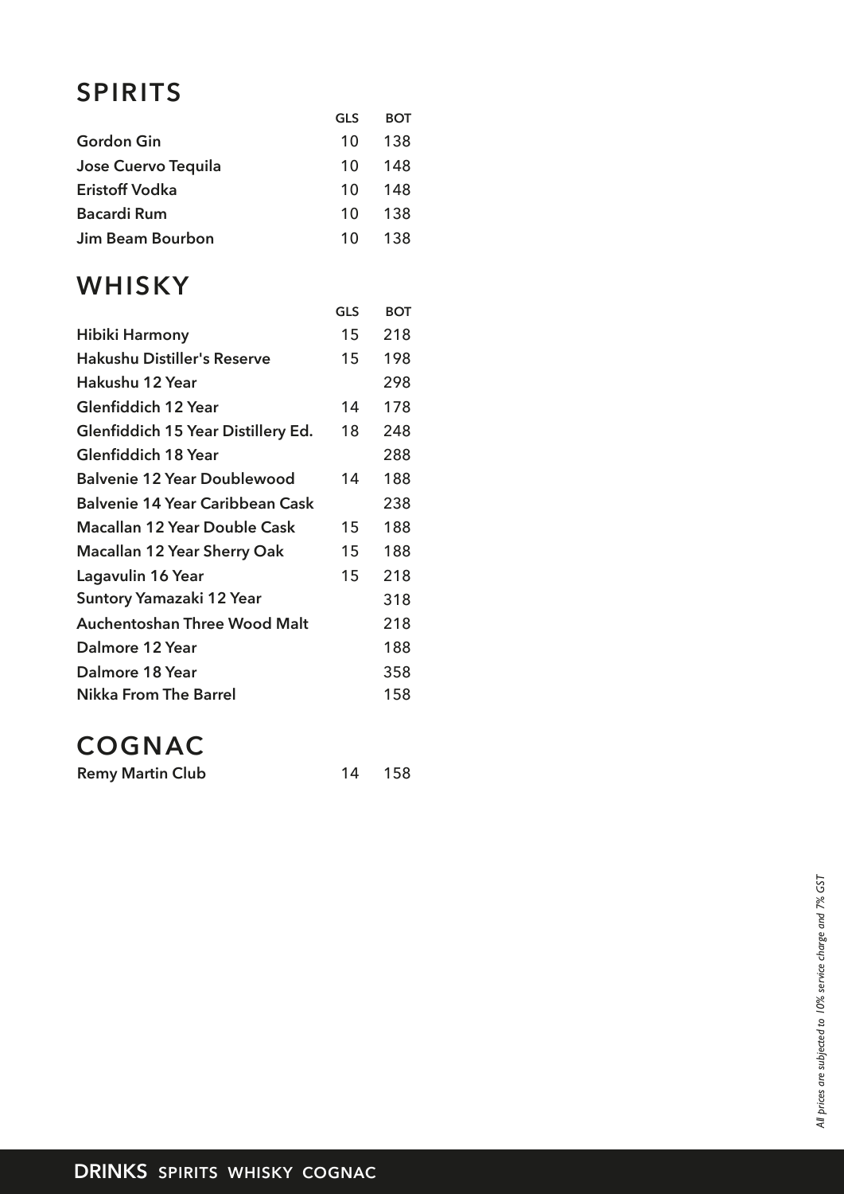## SPIRITS

| | GLS | BOT |
|---|---|---|
| Gordon Gin | 10 | 138 |
| Jose Cuervo Tequila | 10 | 148 |
| Eristoff Vodka | 10 | 148 |
| Bacardi Rum | 10 | 138 |
| Jim Beam Bourbon | 10 | 138 |

## WHISKY

| | GLS | BOT |
|---|---|---|
| Hibiki Harmony | 15 | 218 |
| Hakushu Distiller's Reserve | 15 | 198 |
| Hakushu 12 Year | | 298 |
| Glenfiddich 12 Year | 14 | 178 |
| Glenfiddich 15 Year Distillery Ed. | 18 | 248 |
| Glenfiddich 18 Year | | 288 |
| Balvenie 12 Year Doublewood | 14 | 188 |
| Balvenie 14 Year Caribbean Cask | | 238 |
| Macallan 12 Year Double Cask | 15 | 188 |
| Macallan 12 Year Sherry Oak | 15 | 188 |
| Lagavulin 16 Year | 15 | 218 |
| Suntory Yamazaki 12 Year | | 318 |
| Auchentoshan Three Wood Malt | | 218 |
| Dalmore 12 Year | | 188 |
| Dalmore 18 Year | | 358 |
| Nikka From The Barrel | | 158 |

## COGNAC

| | GLS | BOT |
|---|---|---|
| Remy Martin Club | 14 | 158 |

*All prices are subjected to 10% service charge and 7% GST*

**DRINKS** SPIRITS WHISKY COGNAC